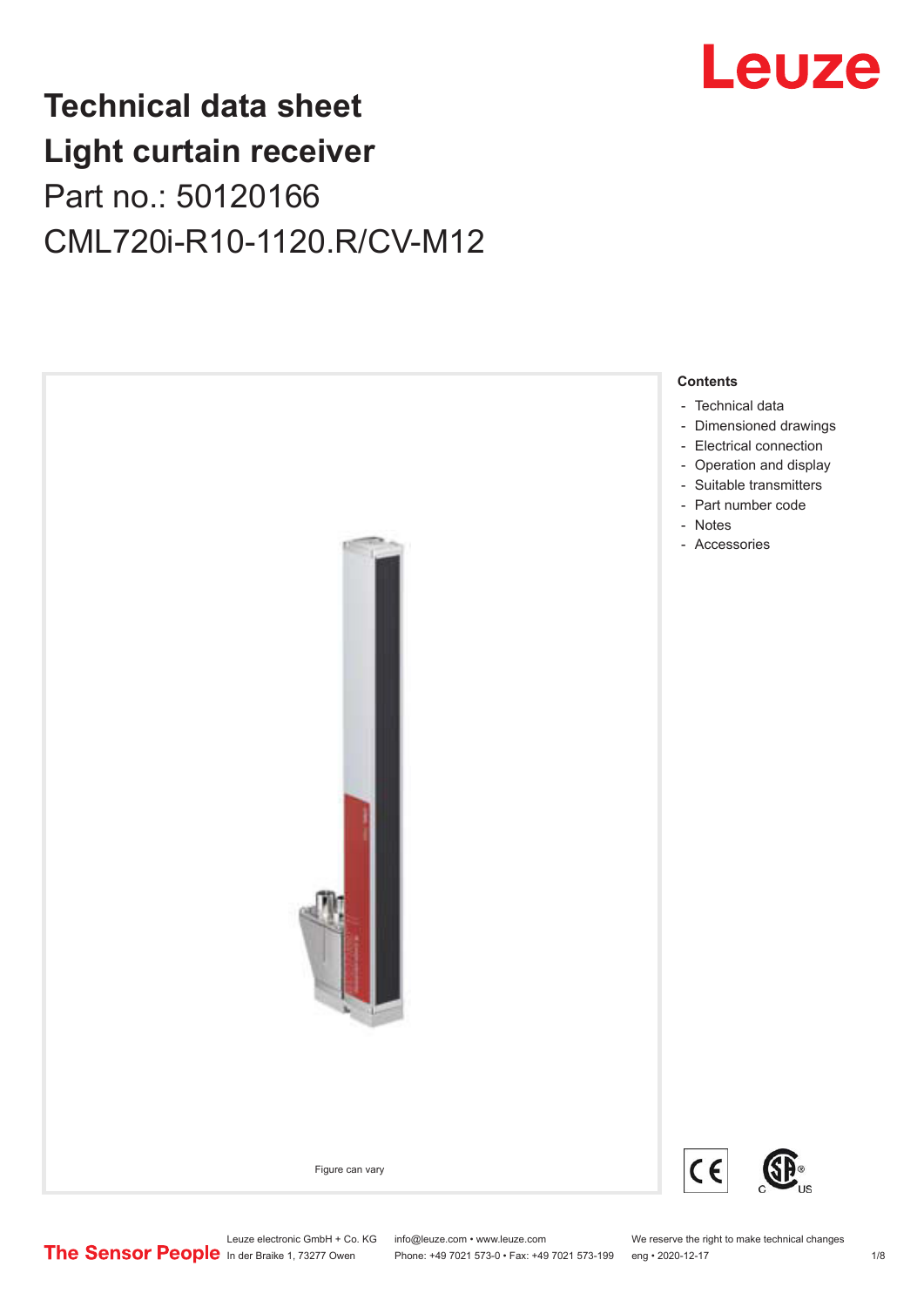# Technical data sheet
# Light curtain receiver
## Part no.: 50120166
## CML720i-R10-1120.R/CV-M12

Figure can vary

**Contents**

- Technical data
- Dimensioned drawings
- Electrical connection
- Operation and display
- Suitable transmitters
- Part number code
- Notes
- Accessories

Leuze electronic GmbH + Co. KG
In der Braike 1, 73277 Owen

info@leuze.com • www.leuze.com
Phone: +49 7021 573-0 • Fax: +49 7021 573-199

We reserve the right to make technical changes
eng • 2020-12-17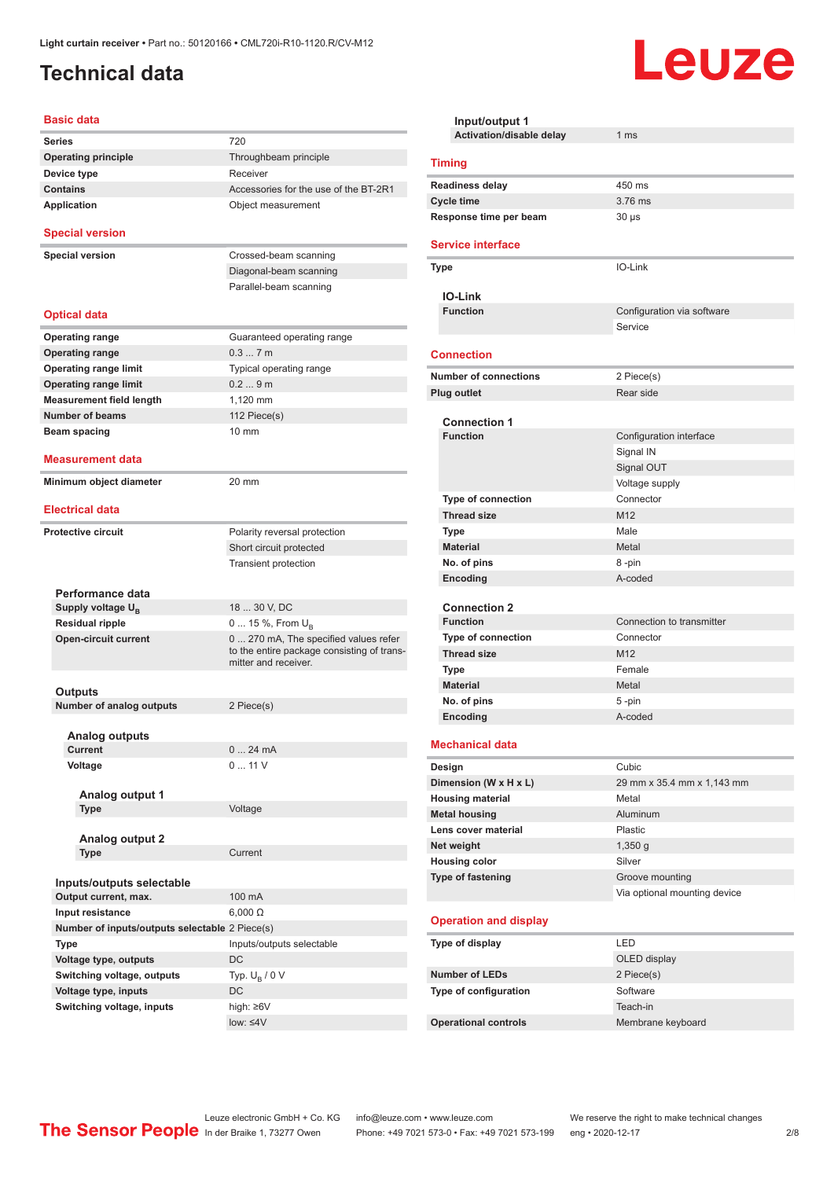Light curtain receiver • Part no.: 50120166 • CML720i-R10-1120.R/CV-M12

# Technical data

## Basic data

| | |
|---|---|
| **Series** | 720 |
| **Operating principle** | Throughbeam principle |
| **Device type** | Receiver |
| **Contains** | Accessories for the use of the BT-2R1 |
| **Application** | Object measurement |

## Special version

| | |
|---|---|
| **Special version** | Crossed-beam scanning |
| | Diagonal-beam scanning |
| | Parallel-beam scanning |

## Optical data

| | |
|---|---|
| **Operating range** | Guaranteed operating range |
| **Operating range** | 0.3 ... 7 m |
| **Operating range limit** | Typical operating range |
| **Operating range limit** | 0.2 ... 9 m |
| **Measurement field length** | 1,120 mm |
| **Number of beams** | 112 Piece(s) |
| **Beam spacing** | 10 mm |

## Measurement data

| | |
|---|---|
| **Minimum object diameter** | 20 mm |

## Electrical data

| | |
|---|---|
| **Protective circuit** | Polarity reversal protection |
| | Short circuit protected |
| | Transient protection |

### Performance data

| | |
|---|---|
| **Supply voltage $U_B$** | 18 ... 30 V, DC |
| **Residual ripple** | 0 ... 15 %, From $U_B$ |
| **Open-circuit current** | 0 ... 270 mA, The specified values refer to the entire package consisting of transmitter and receiver. |

### Outputs

| | |
|---|---|
| **Number of analog outputs** | 2 Piece(s) |

#### Analog outputs

| | |
|---|---|
| **Current** | 0 ... 24 mA |
| **Voltage** | 0 ... 11 V |

##### Analog output 1

| | |
|---|---|
| **Type** | Voltage |

##### Analog output 2

| | |
|---|---|
| **Type** | Current |

### Inputs/outputs selectable

| | |
|---|---|
| **Output current, max.** | 100 mA |
| **Input resistance** | 6,000 Ω |
| **Number of inputs/outputs selectable** | 2 Piece(s) |
| **Type** | Inputs/outputs selectable |
| **Voltage type, outputs** | DC |
| **Switching voltage, outputs** | Typ. $U_B$ / 0 V |
| **Voltage type, inputs** | DC |
| **Switching voltage, inputs** | high: ≥6V |
| | low: ≤4V |

#### Input/output 1

| | |
|---|---|
| **Activation/disable delay** | 1 ms |

## Timing

| | |
|---|---|
| **Readiness delay** | 450 ms |
| **Cycle time** | 3.76 ms |
| **Response time per beam** | 30 µs |

## Service interface

| | |
|---|---|
| **Type** | IO-Link |

### IO-Link

| | |
|---|---|
| **Function** | Configuration via software |
| | Service |

## Connection

| | |
|---|---|
| **Number of connections** | 2 Piece(s) |
| **Plug outlet** | Rear side |

### Connection 1

| | |
|---|---|
| **Function** | Configuration interface |
| | Signal IN |
| | Signal OUT |
| | Voltage supply |
| **Type of connection** | Connector |
| **Thread size** | M12 |
| **Type** | Male |
| **Material** | Metal |
| **No. of pins** | 8 -pin |
| **Encoding** | A-coded |

### Connection 2

| | |
|---|---|
| **Function** | Connection to transmitter |
| **Type of connection** | Connector |
| **Thread size** | M12 |
| **Type** | Female |
| **Material** | Metal |
| **No. of pins** | 5 -pin |
| **Encoding** | A-coded |

## Mechanical data

| | |
|---|---|
| **Design** | Cubic |
| **Dimension (W x H x L)** | 29 mm x 35.4 mm x 1,143 mm |
| **Housing material** | Metal |
| **Metal housing** | Aluminum |
| **Lens cover material** | Plastic |
| **Net weight** | 1,350 g |
| **Housing color** | Silver |
| **Type of fastening** | Groove mounting |
| | Via optional mounting device |

## Operation and display

| | |
|---|---|
| **Type of display** | LED |
| | OLED display |
| **Number of LEDs** | 2 Piece(s) |
| **Type of configuration** | Software |
| | Teach-in |
| **Operational controls** | Membrane keyboard |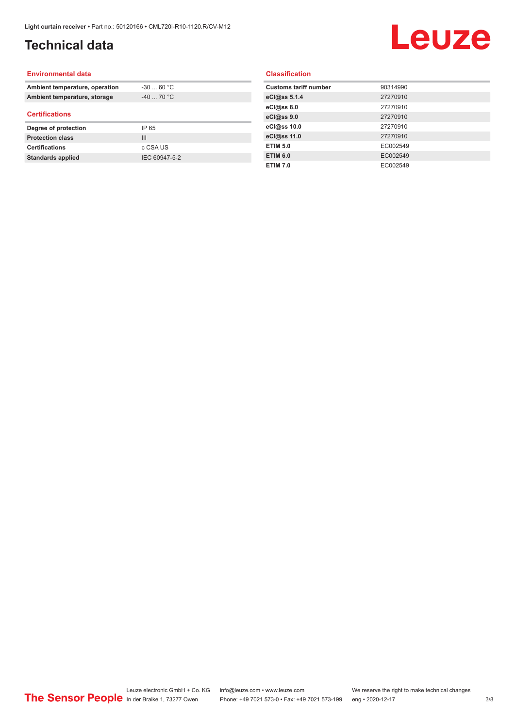# Technical data

## Environmental data

| | |
|---|---|
| **Ambient temperature, operation** | -30 ... 60 °C |
| **Ambient temperature, storage** | -40 ... 70 °C |

## Certifications

| | |
|---|---|
| **Degree of protection** | IP 65 |
| **Protection class** | III |
| **Certifications** | c CSA US |
| **Standards applied** | IEC 60947-5-2 |

## Classification

| | |
|---|---|
| **Customs tariff number** | 90314990 |
| **eCl@ss 5.1.4** | 27270910 |
| **eCl@ss 8.0** | 27270910 |
| **eCl@ss 9.0** | 27270910 |
| **eCl@ss 10.0** | 27270910 |
| **eCl@ss 11.0** | 27270910 |
| **ETIM 5.0** | EC002549 |
| **ETIM 6.0** | EC002549 |
| **ETIM 7.0** | EC002549 |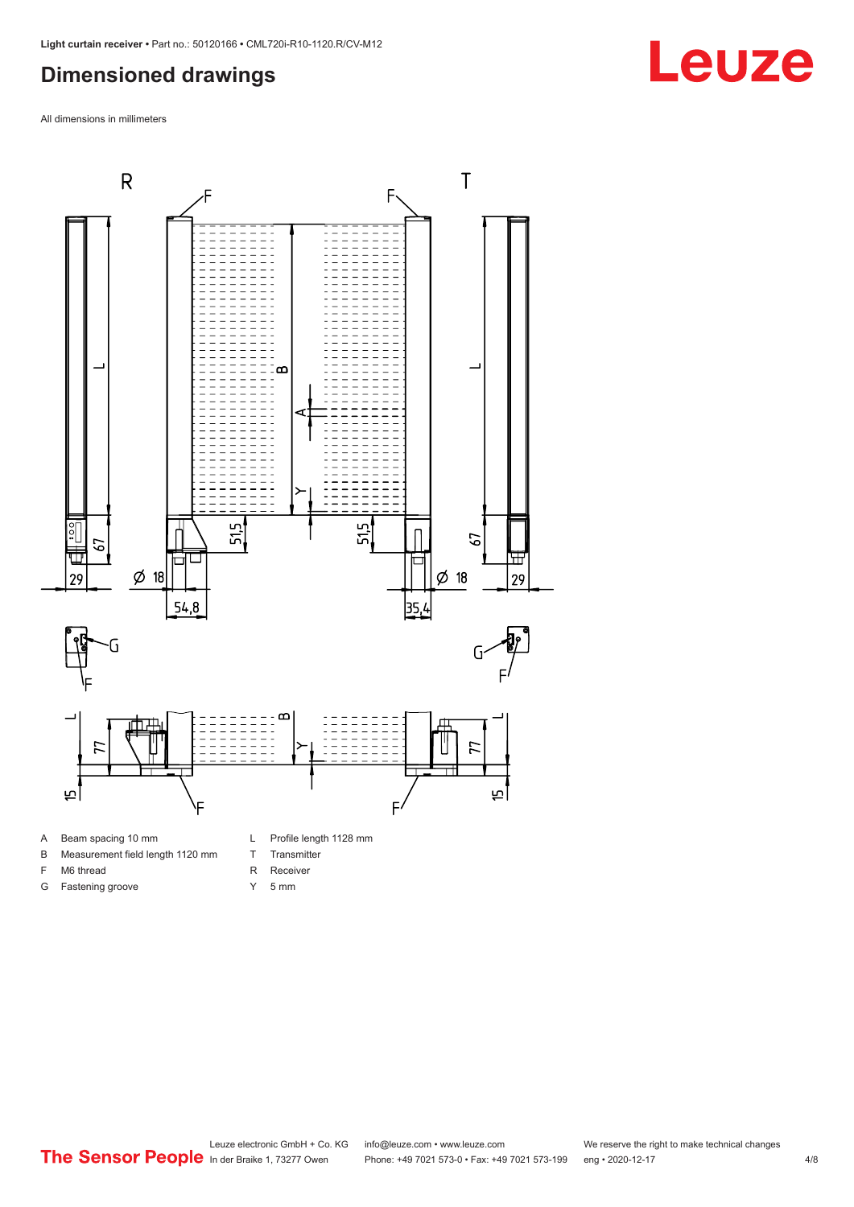## Dimensioned drawings

All dimensions in millimeters

| | | | |
|---|---|---|---|
| A | Beam spacing 10 mm | L | Profile length 1128 mm |
| B | Measurement field length 1120 mm | T | Transmitter |
| F | M6 thread | R | Receiver |
| G | Fastening groove | Y | 5 mm |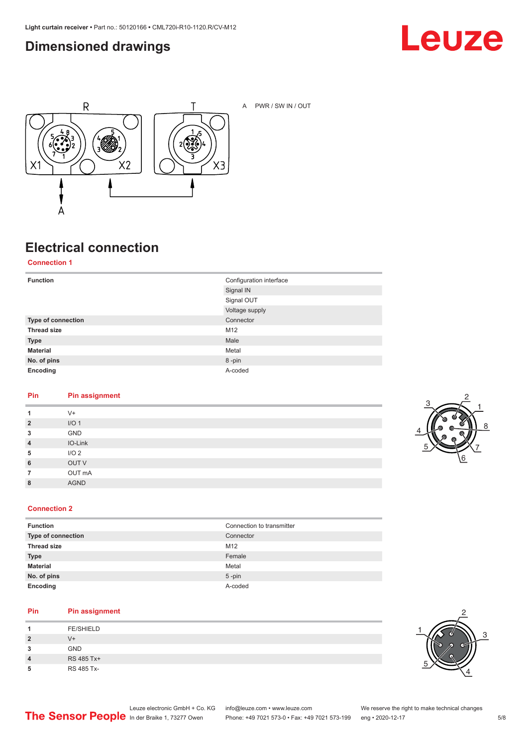## Dimensioned drawings

A PWR / SW IN / OUT

## Electrical connection

### Connection 1

| Function | Configuration interface |
|---|---|
| | Signal IN |
| | Signal OUT |
| | Voltage supply |
| Type of connection | Connector |
| Thread size | M12 |
| Type | Male |
| Material | Metal |
| No. of pins | 8 -pin |
| Encoding | A-coded |

| Pin | Pin assignment |
|---|---|
| 1 | V+ |
| 2 | I/O 1 |
| 3 | GND |
| 4 | IO-Link |
| 5 | I/O 2 |
| 6 | OUT V |
| 7 | OUT mA |
| 8 | AGND |

### Connection 2

| Function | Connection to transmitter |
|---|---|
| Type of connection | Connector |
| Thread size | M12 |
| Type | Female |
| Material | Metal |
| No. of pins | 5 -pin |
| Encoding | A-coded |

| Pin | Pin assignment |
|---|---|
| 1 | FE/SHIELD |
| 2 | V+ |
| 3 | GND |
| 4 | RS 485 Tx+ |
| 5 | RS 485 Tx- |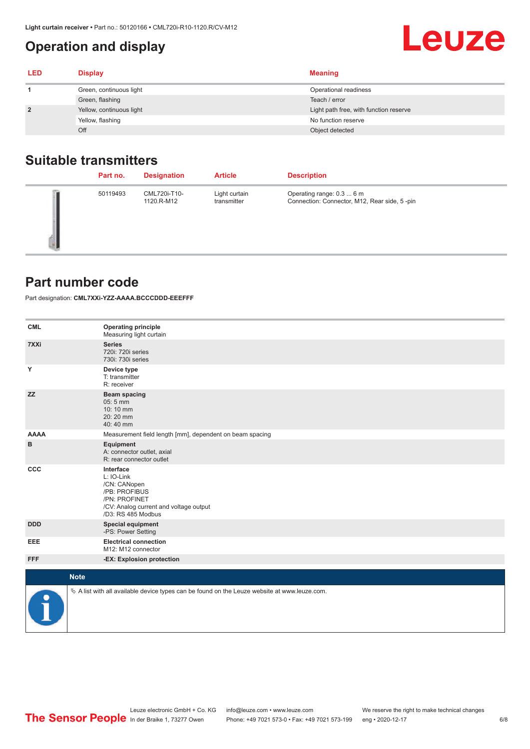## Operation and display

| LED | Display | Meaning |
|---|---|---|
| 1 | Green, continuous light | Operational readiness |
| | Green, flashing | Teach / error |
| 2 | Yellow, continuous light | Light path free, with function reserve |
| | Yellow, flashing | No function reserve |
| | Off | Object detected |

## Suitable transmitters

| | Part no. | Designation | Article | Description |
|---|---|---|---|---|
| | 50119493 | CML720i-T10-1120.R-M12 | Light curtain transmitter | Operating range: 0.3 ... 6 m<br>Connection: Connector, M12, Rear side, 5 -pin |

## Part number code

Part designation: **CML7XXi-YZZ-AAAA.BCCCDDD-EEEFFF**

| | |
|---|---|
| **CML** | **Operating principle**<br>Measuring light curtain |
| **7XXi** | **Series**<br>720i: 720i series<br>730i: 730i series |
| **Y** | **Device type**<br>T: transmitter<br>R: receiver |
| **ZZ** | **Beam spacing**<br>05: 5 mm<br>10: 10 mm<br>20: 20 mm<br>40: 40 mm |
| **AAAA** | Measurement field length [mm], dependent on beam spacing |
| **B** | **Equipment**<br>A: connector outlet, axial<br>R: rear connector outlet |
| **CCC** | **Interface**<br>L: IO-Link<br>/CN: CANopen<br>/PB: PROFIBUS<br>/PN: PROFINET<br>/CV: Analog current and voltage output<br>/D3: RS 485 Modbus |
| **DDD** | **Special equipment**<br>-PS: Power Setting |
| **EEE** | **Electrical connection**<br>M12: M12 connector |
| **FFF** | **-EX: Explosion protection** |

**Note**

↳ A list with all available device types can be found on the Leuze website at www.leuze.com.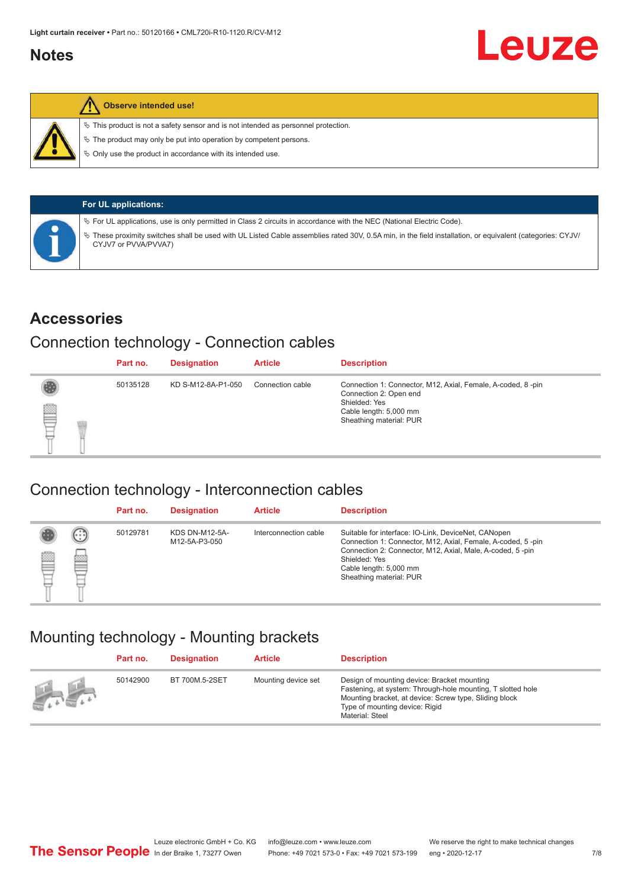## Notes

**Observe intended use!**

- This product is not a safety sensor and is not intended as personnel protection.
- The product may only be put into operation by competent persons.
- Only use the product in accordance with its intended use.

**For UL applications:**

- For UL applications, use is only permitted in Class 2 circuits in accordance with the NEC (National Electric Code).
- These proximity switches shall be used with UL Listed Cable assemblies rated 30V, 0.5A min, in the field installation, or equivalent (categories: CYJV/CYJV7 or PVVA/PVVA7)

# Accessories

## Connection technology - Connection cables

| Part no. | Designation | Article | Description |
|---|---|---|---|
| 50135128 | KD S-M12-8A-P1-050 | Connection cable | Connection 1: Connector, M12, Axial, Female, A-coded, 8 -pin<br>Connection 2: Open end<br>Shielded: Yes<br>Cable length: 5,000 mm<br>Sheathing material: PUR |

## Connection technology - Interconnection cables

| Part no. | Designation | Article | Description |
|---|---|---|---|
| 50129781 | KDS DN-M12-5A-M12-5A-P3-050 | Interconnection cable | Suitable for interface: IO-Link, DeviceNet, CANopen<br>Connection 1: Connector, M12, Axial, Female, A-coded, 5 -pin<br>Connection 2: Connector, M12, Axial, Male, A-coded, 5 -pin<br>Shielded: Yes<br>Cable length: 5,000 mm<br>Sheathing material: PUR |

## Mounting technology - Mounting brackets

| Part no. | Designation | Article | Description |
|---|---|---|---|
| 50142900 | BT 700M.5-2SET | Mounting device set | Design of mounting device: Bracket mounting<br>Fastening, at system: Through-hole mounting, T slotted hole<br>Mounting bracket, at device: Screw type, Sliding block<br>Type of mounting device: Rigid<br>Material: Steel |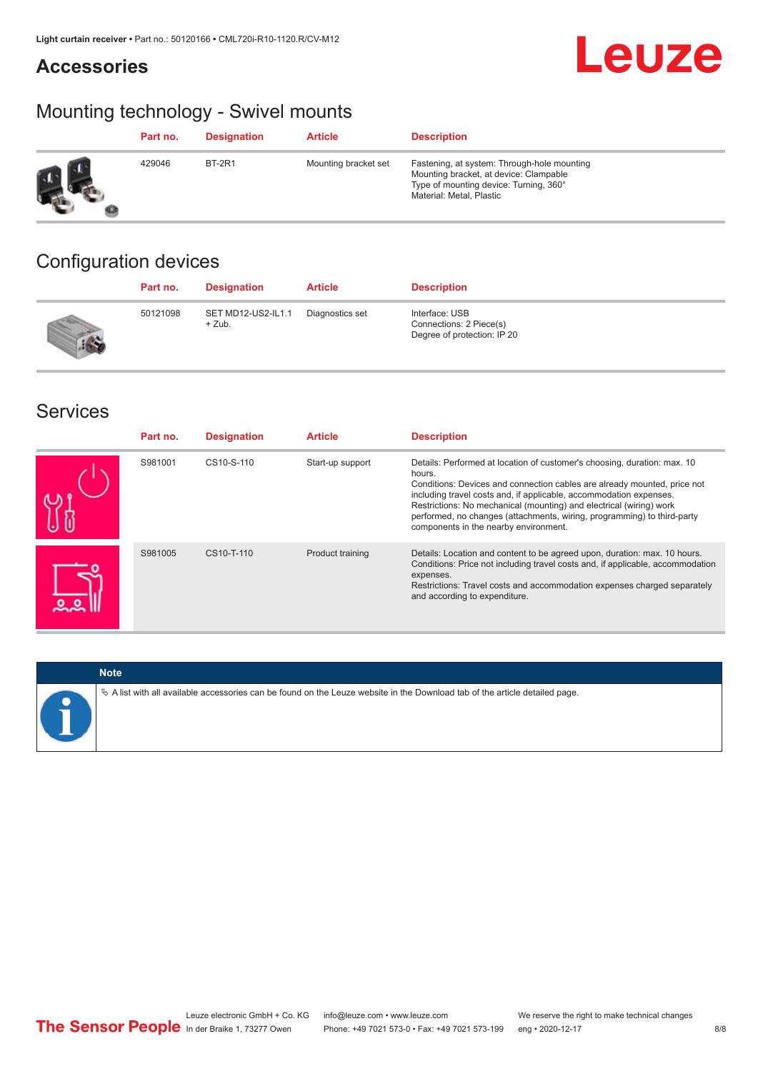## Accessories

### Mounting technology - Swivel mounts

| Part no. | Designation | Article | Description |
|---|---|---|---|
| 429046 | BT-2R1 | Mounting bracket set | Fastening, at system: Through-hole mounting<br>Mounting bracket, at device: Clampable<br>Type of mounting device: Turning, 360°<br>Material: Metal, Plastic |

### Configuration devices

| Part no. | Designation | Article | Description |
|---|---|---|---|
| 50121098 | SET MD12-US2-IL1.1 + Zub. | Diagnostics set | Interface: USB<br>Connections: 2 Piece(s)<br>Degree of protection: IP 20 |

### Services

| Part no. | Designation | Article | Description |
|---|---|---|---|
| S981001 | CS10-S-110 | Start-up support | Details: Performed at location of customer's choosing, duration: max. 10 hours.<br>Conditions: Devices and connection cables are already mounted, price not including travel costs and, if applicable, accommodation expenses.<br>Restrictions: No mechanical (mounting) and electrical (wiring) work performed, no changes (attachments, wiring, programming) to third-party components in the nearby environment. |
| S981005 | CS10-T-110 | Product training | Details: Location and content to be agreed upon, duration: max. 10 hours.<br>Conditions: Price not including travel costs and, if applicable, accommodation expenses.<br>Restrictions: Travel costs and accommodation expenses charged separately and according to expenditure. |

**Note**

↳ A list with all available accessories can be found on the Leuze website in the Download tab of the article detailed page.